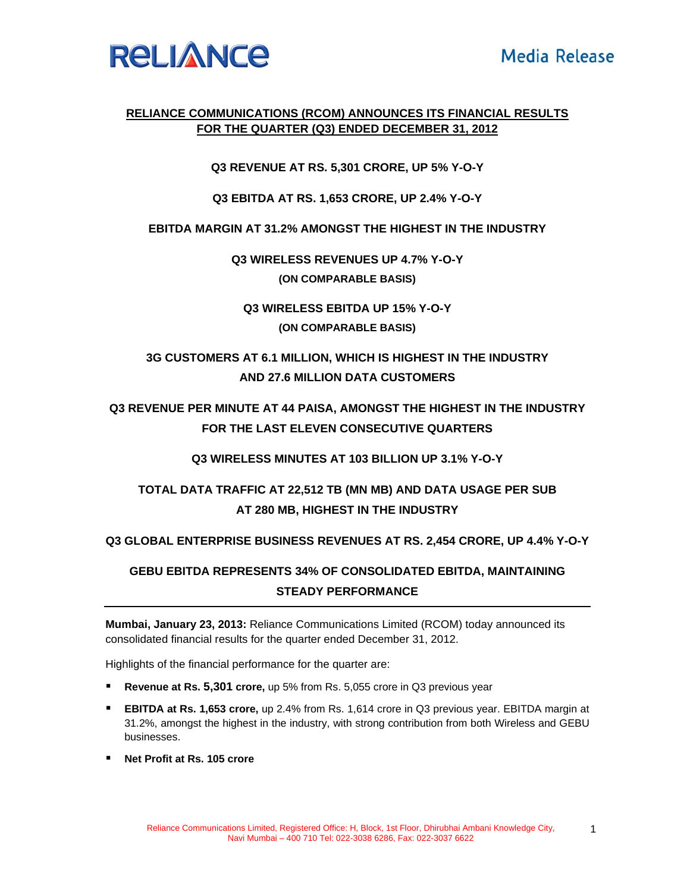**RELIANCE** | Media Release

# RELIANCE COMMUNICATIONS (RCOM) ANNOUNCES ITS FINANCIAL RESULTS FOR THE QUARTER (Q3) ENDED DECEMBER 31, 2012

**Q3 REVENUE AT RS. 5,301 CRORE, UP 5% Y-O-Y**

**Q3 EBITDA AT RS. 1,653 CRORE, UP 2.4% Y-O-Y**

**EBITDA MARGIN AT 31.2% AMONGST THE HIGHEST IN THE INDUSTRY**

**Q3 WIRELESS REVENUES UP 4.7% Y-O-Y**
**(ON COMPARABLE BASIS)**

**Q3 WIRELESS EBITDA UP 15% Y-O-Y**
**(ON COMPARABLE BASIS)**

**3G CUSTOMERS AT 6.1 MILLION, WHICH IS HIGHEST IN THE INDUSTRY AND 27.6 MILLION DATA CUSTOMERS**

**Q3 REVENUE PER MINUTE AT 44 PAISA, AMONGST THE HIGHEST IN THE INDUSTRY FOR THE LAST ELEVEN CONSECUTIVE QUARTERS**

**Q3 WIRELESS MINUTES AT 103 BILLION UP 3.1% Y-O-Y**

**TOTAL DATA TRAFFIC AT 22,512 TB (MN MB) AND DATA USAGE PER SUB AT 280 MB, HIGHEST IN THE INDUSTRY**

**Q3 GLOBAL ENTERPRISE BUSINESS REVENUES AT RS. 2,454 CRORE, UP 4.4% Y-O-Y**

**GEBU EBITDA REPRESENTS 34% OF CONSOLIDATED EBITDA, MAINTAINING STEADY PERFORMANCE**

---

**Mumbai, January 23, 2013:** Reliance Communications Limited (RCOM) today announced its consolidated financial results for the quarter ended December 31, 2012.

Highlights of the financial performance for the quarter are:

- **Revenue at Rs. 5,301 crore,** up 5% from Rs. 5,055 crore in Q3 previous year
- **EBITDA at Rs. 1,653 crore,** up 2.4% from Rs. 1,614 crore in Q3 previous year. EBITDA margin at 31.2%, amongst the highest in the industry, with strong contribution from both Wireless and GEBU businesses.
- **Net Profit at Rs. 105 crore**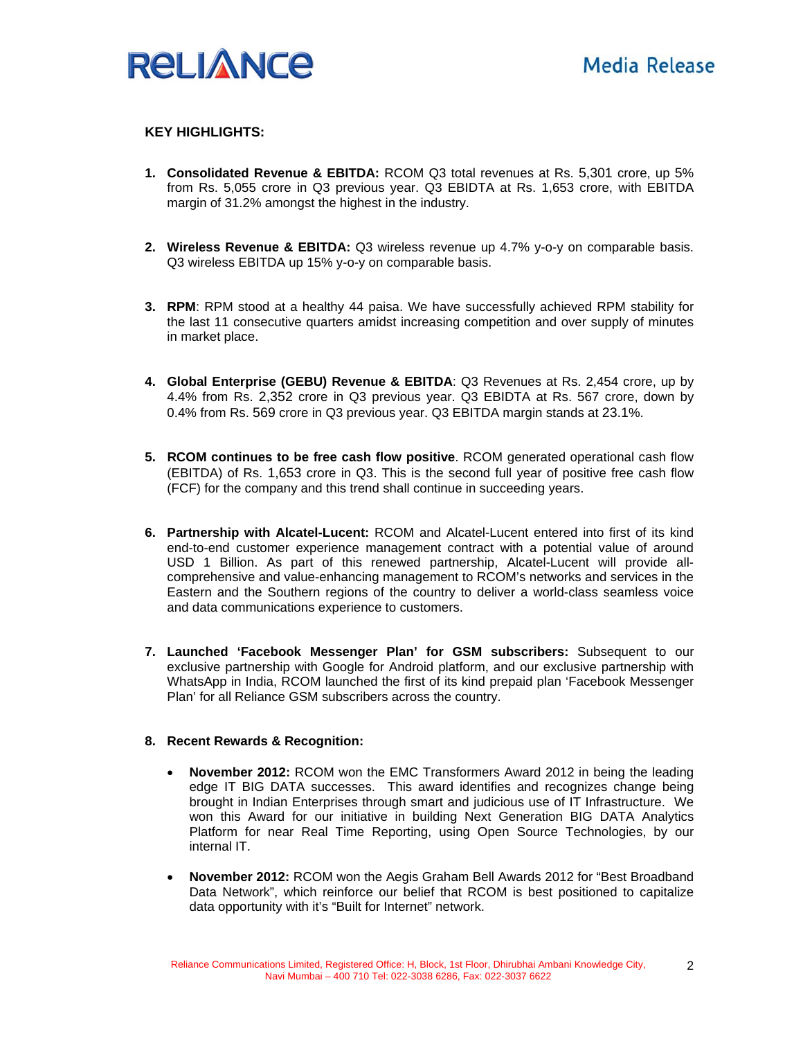**KEY HIGHLIGHTS:**

1. **Consolidated Revenue & EBIDTA:** RCOM Q3 total revenues at Rs. 5,301 crore, up 5% from Rs. 5,055 crore in Q3 previous year. Q3 EBIDTA at Rs. 1,653 crore, with EBITDA margin of 31.2% amongst the highest in the industry.

2. **Wireless Revenue & EBITDA:** Q3 wireless revenue up 4.7% y-o-y on comparable basis. Q3 wireless EBITDA up 15% y-o-y on comparable basis.

3. **RPM**: RPM stood at a healthy 44 paisa. We have successfully achieved RPM stability for the last 11 consecutive quarters amidst increasing competition and over supply of minutes in market place.

4. **Global Enterprise (GEBU) Revenue & EBITDA**: Q3 Revenues at Rs. 2,454 crore, up by 4.4% from Rs. 2,352 crore in Q3 previous year. Q3 EBIDTA at Rs. 567 crore, down by 0.4% from Rs. 569 crore in Q3 previous year. Q3 EBITDA margin stands at 23.1%.

5. **RCOM continues to be free cash flow positive**. RCOM generated operational cash flow (EBITDA) of Rs. 1,653 crore in Q3. This is the second full year of positive free cash flow (FCF) for the company and this trend shall continue in succeeding years.

6. **Partnership with Alcatel-Lucent:** RCOM and Alcatel-Lucent entered into first of its kind end-to-end customer experience management contract with a potential value of around USD 1 Billion. As part of this renewed partnership, Alcatel-Lucent will provide all-comprehensive and value-enhancing management to RCOM's networks and services in the Eastern and the Southern regions of the country to deliver a world-class seamless voice and data communications experience to customers.

7. **Launched 'Facebook Messenger Plan' for GSM subscribers:** Subsequent to our exclusive partnership with Google for Android platform, and our exclusive partnership with WhatsApp in India, RCOM launched the first of its kind prepaid plan 'Facebook Messenger Plan' for all Reliance GSM subscribers across the country.

8. **Recent Rewards & Recognition:**

   - **November 2012:** RCOM won the EMC Transformers Award 2012 in being the leading edge IT BIG DATA successes. This award identifies and recognizes change being brought in Indian Enterprises through smart and judicious use of IT Infrastructure. We won this Award for our initiative in building Next Generation BIG DATA Analytics Platform for near Real Time Reporting, using Open Source Technologies, by our internal IT.

   - **November 2012:** RCOM won the Aegis Graham Bell Awards 2012 for "Best Broadband Data Network", which reinforce our belief that RCOM is best positioned to capitalize data opportunity with it's "Built for Internet" network.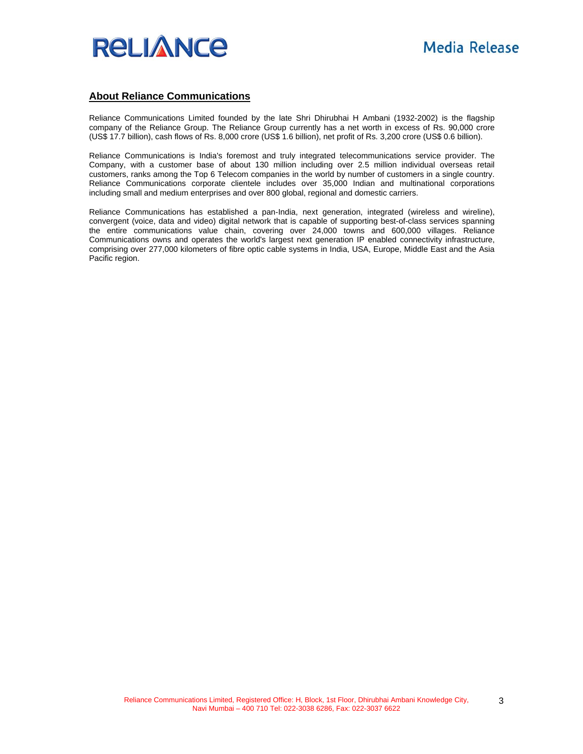## About Reliance Communications

Reliance Communications Limited founded by the late Shri Dhirubhai H Ambani (1932-2002) is the flagship company of the Reliance Group. The Reliance Group currently has a net worth in excess of Rs. 90,000 crore (US$ 17.7 billion), cash flows of Rs. 8,000 crore (US$ 1.6 billion), net profit of Rs. 3,200 crore (US$ 0.6 billion).

Reliance Communications is India's foremost and truly integrated telecommunications service provider. The Company, with a customer base of about 130 million including over 2.5 million individual overseas retail customers, ranks among the Top 6 Telecom companies in the world by number of customers in a single country. Reliance Communications corporate clientele includes over 35,000 Indian and multinational corporations including small and medium enterprises and over 800 global, regional and domestic carriers.

Reliance Communications has established a pan-India, next generation, integrated (wireless and wireline), convergent (voice, data and video) digital network that is capable of supporting best-of-class services spanning the entire communications value chain, covering over 24,000 towns and 600,000 villages. Reliance Communications owns and operates the world's largest next generation IP enabled connectivity infrastructure, comprising over 277,000 kilometers of fibre optic cable systems in India, USA, Europe, Middle East and the Asia Pacific region.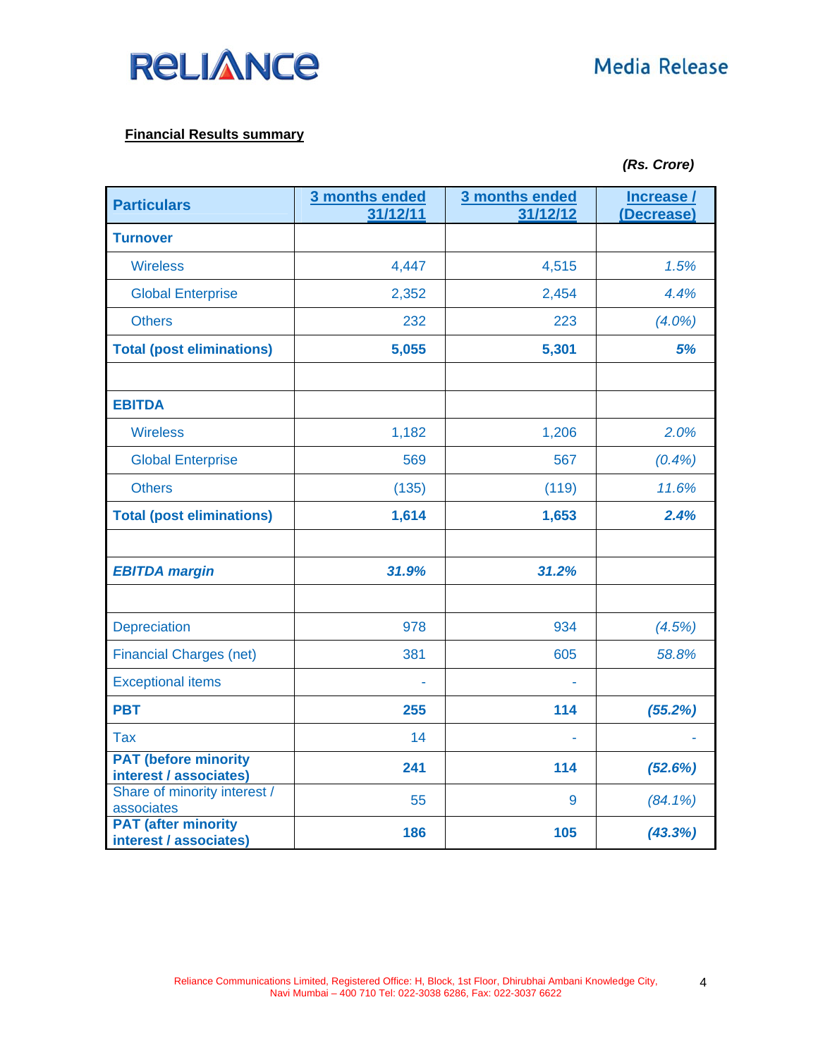**RELIANCE**

Media Release

**Financial Results summary**

***(Rs. Crore)***

| **Particulars** | **3 months ended 31/12/11** | **3 months ended 31/12/12** | **Increase / (Decrease)** |
|---|---|---|---|
| **Turnover** | | | |
| Wireless | 4,447 | 4,515 | *1.5%* |
| Global Enterprise | 2,352 | 2,454 | *4.4%* |
| Others | 232 | 223 | *(4.0%)* |
| **Total (post eliminations)** | **5,055** | **5,301** | ***5%*** |
| | | | |
| **EBITDA** | | | |
| Wireless | 1,182 | 1,206 | *2.0%* |
| Global Enterprise | 569 | 567 | *(0.4%)* |
| Others | (135) | (119) | *11.6%* |
| **Total (post eliminations)** | **1,614** | **1,653** | ***2.4%*** |
| | | | |
| ***EBITDA margin*** | ***31.9%*** | ***31.2%*** | |
| | | | |
| Depreciation | 978 | 934 | *(4.5%)* |
| Financial Charges (net) | 381 | 605 | *58.8%* |
| Exceptional items | - | - | |
| **PBT** | **255** | **114** | ***(55.2%)*** |
| Tax | 14 | - | - |
| **PAT (before minority interest / associates)** | **241** | **114** | ***(52.6%)*** |
| Share of minority interest / associates | 55 | 9 | *(84.1%)* |
| **PAT (after minority interest / associates)** | **186** | **105** | ***(43.3%)*** |

Reliance Communications Limited, Registered Office: H, Block, 1st Floor, Dhirubhai Ambani Knowledge City, Navi Mumbai – 400 710 Tel: 022-3038 6286, Fax: 022-3037 6622